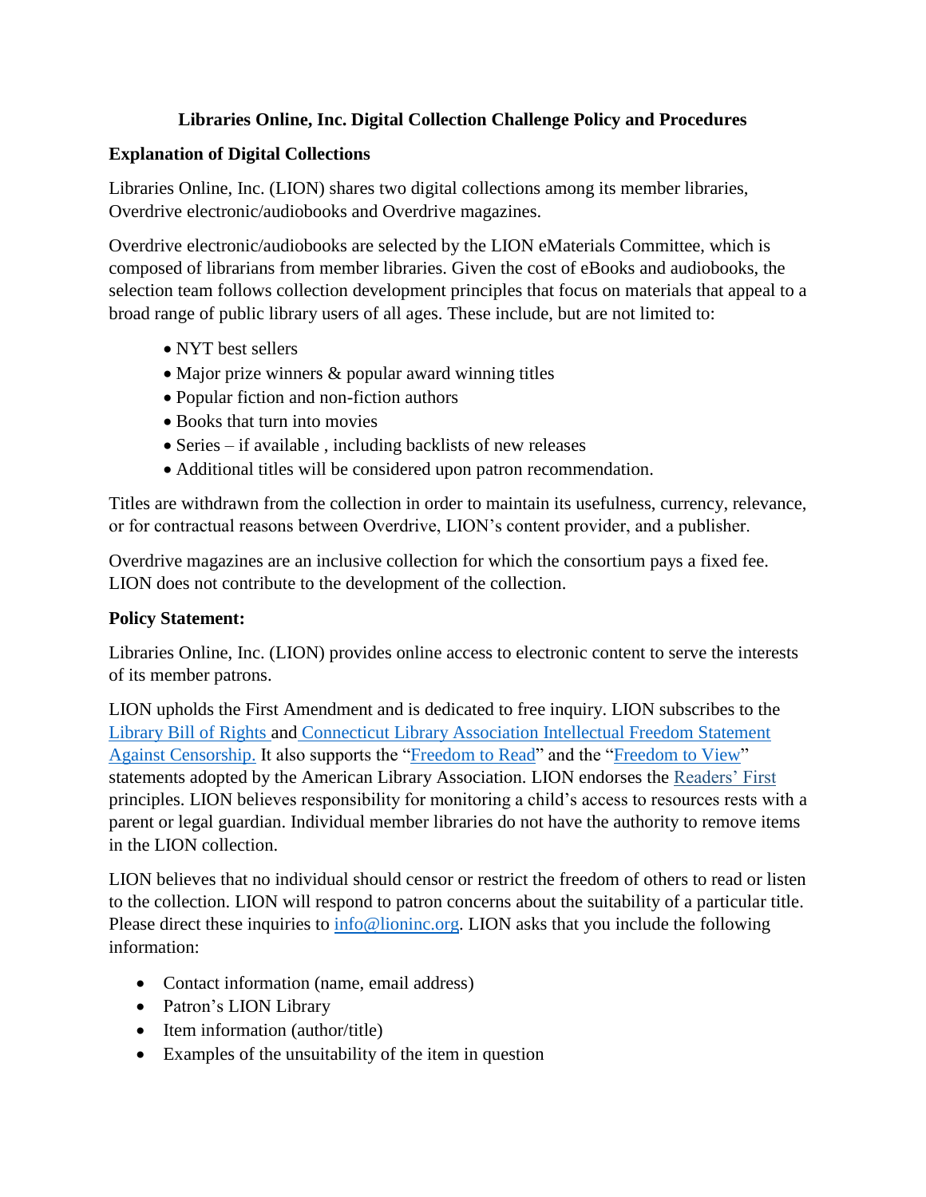# Libraries Online, Inc. Digital Collection Challenge Policy and Procedures

## Explanation of Digital Collections

Libraries Online, Inc. (LION) shares two digital collections among its member libraries, Overdrive electronic/audiobooks and Overdrive magazines.

Overdrive electronic/audiobooks are selected by the LION eMaterials Committee, which is composed of librarians from member libraries. Given the cost of eBooks and audiobooks, the selection team follows collection development principles that focus on materials that appeal to a broad range of public library users of all ages. These include, but are not limited to:

- NYT best sellers
- Major prize winners & popular award winning titles
- Popular fiction and non-fiction authors
- Books that turn into movies
- Series – if available , including backlists of new releases
- Additional titles will be considered upon patron recommendation.

Titles are withdrawn from the collection in order to maintain its usefulness, currency, relevance, or for contractual reasons between Overdrive, LION's content provider, and a publisher.

Overdrive magazines are an inclusive collection for which the consortium pays a fixed fee. LION does not contribute to the development of the collection.

## Policy Statement:

Libraries Online, Inc. (LION) provides online access to electronic content to serve the interests of its member patrons.

LION upholds the First Amendment and is dedicated to free inquiry. LION subscribes to the Library Bill of Rights and Connecticut Library Association Intellectual Freedom Statement Against Censorship. It also supports the "Freedom to Read" and the "Freedom to View" statements adopted by the American Library Association. LION endorses the Readers' First principles. LION believes responsibility for monitoring a child's access to resources rests with a parent or legal guardian. Individual member libraries do not have the authority to remove items in the LION collection.

LION believes that no individual should censor or restrict the freedom of others to read or listen to the collection. LION will respond to patron concerns about the suitability of a particular title. Please direct these inquiries to info@lioninc.org. LION asks that you include the following information:

- Contact information (name, email address)
- Patron's LION Library
- Item information (author/title)
- Examples of the unsuitability of the item in question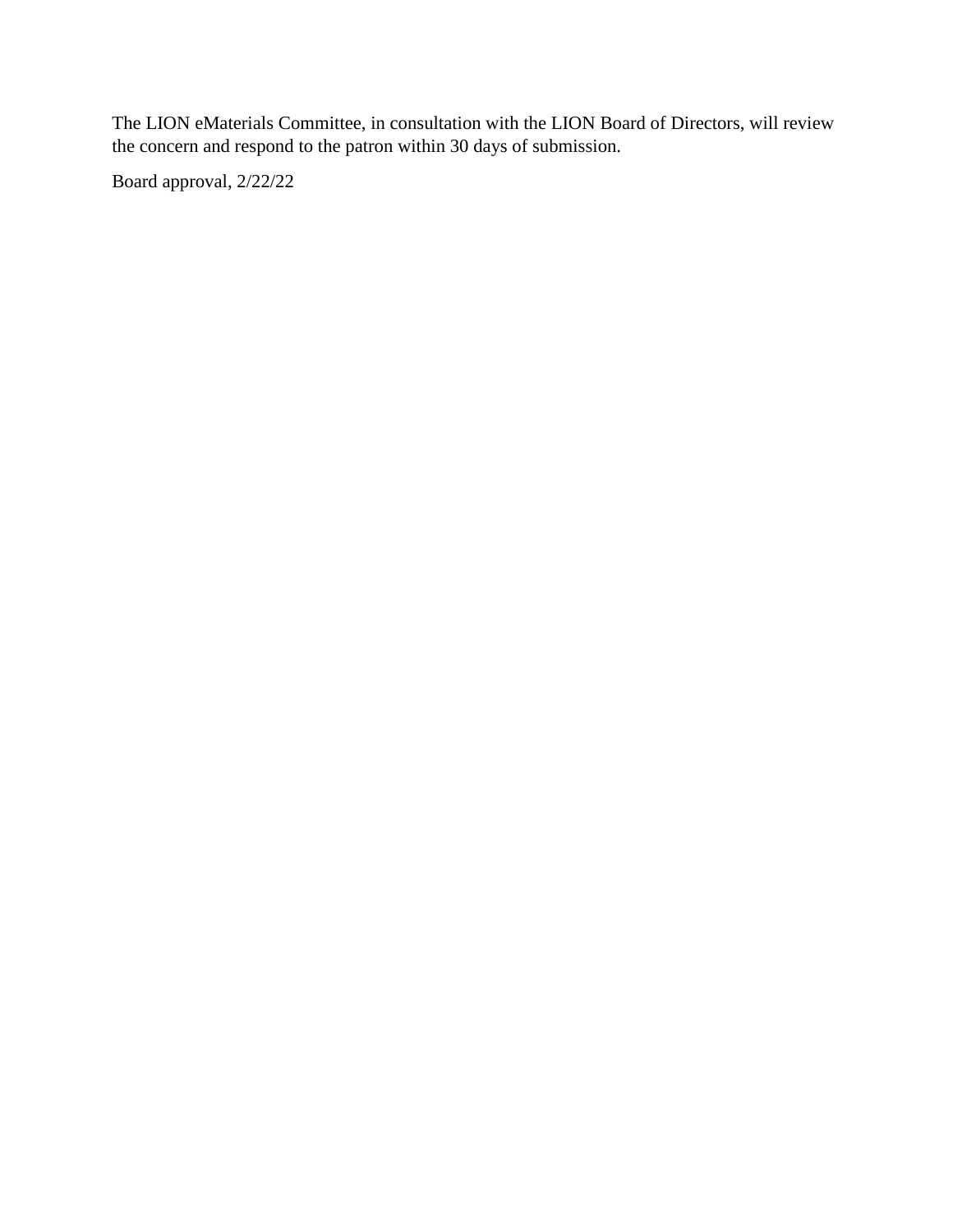The LION eMaterials Committee, in consultation with the LION Board of Directors, will review the concern and respond to the patron within 30 days of submission.

Board approval, 2/22/22